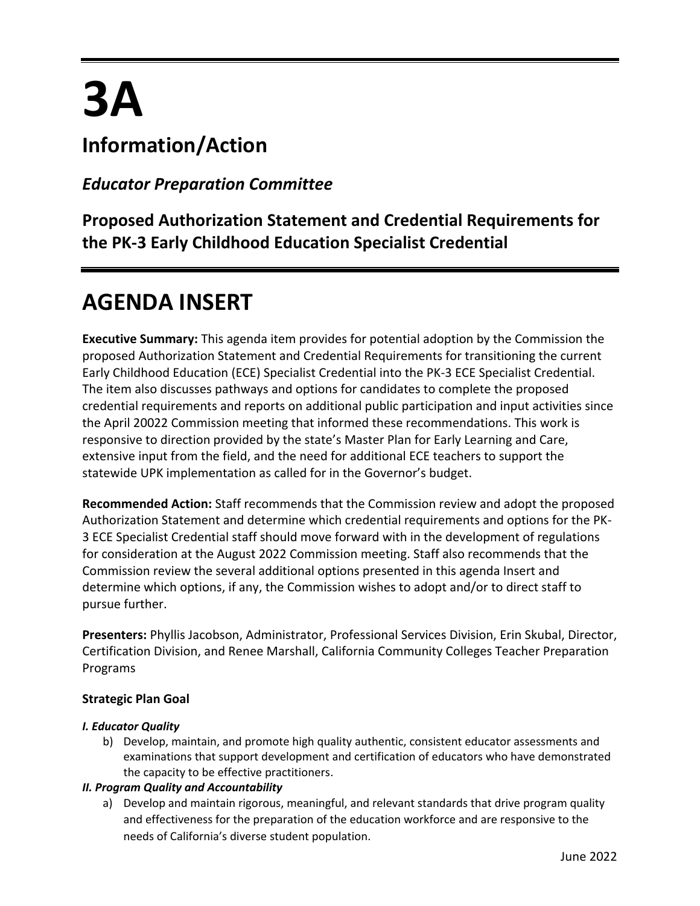# 3A

## Information/Action

### *Educator Preparation Committee*

### Proposed Authorization Statement and Credential Requirements for the PK-3 Early Childhood Education Specialist Credential

# AGENDA INSERT

**Executive Summary:** This agenda item provides for potential adoption by the Commission the proposed Authorization Statement and Credential Requirements for transitioning the current Early Childhood Education (ECE) Specialist Credential into the PK-3 ECE Specialist Credential. The item also discusses pathways and options for candidates to complete the proposed credential requirements and reports on additional public participation and input activities since the April 20022 Commission meeting that informed these recommendations. This work is responsive to direction provided by the state's Master Plan for Early Learning and Care, extensive input from the field, and the need for additional ECE teachers to support the statewide UPK implementation as called for in the Governor's budget.

**Recommended Action:** Staff recommends that the Commission review and adopt the proposed Authorization Statement and determine which credential requirements and options for the PK-3 ECE Specialist Credential staff should move forward with in the development of regulations for consideration at the August 2022 Commission meeting. Staff also recommends that the Commission review the several additional options presented in this agenda Insert and determine which options, if any, the Commission wishes to adopt and/or to direct staff to pursue further.

**Presenters:** Phyllis Jacobson, Administrator, Professional Services Division, Erin Skubal, Director, Certification Division, and Renee Marshall, California Community Colleges Teacher Preparation Programs

**Strategic Plan Goal**

***I. Educator Quality***

b) Develop, maintain, and promote high quality authentic, consistent educator assessments and examinations that support development and certification of educators who have demonstrated the capacity to be effective practitioners.

***II. Program Quality and Accountability***

a) Develop and maintain rigorous, meaningful, and relevant standards that drive program quality and effectiveness for the preparation of the education workforce and are responsive to the needs of California's diverse student population.

June 2022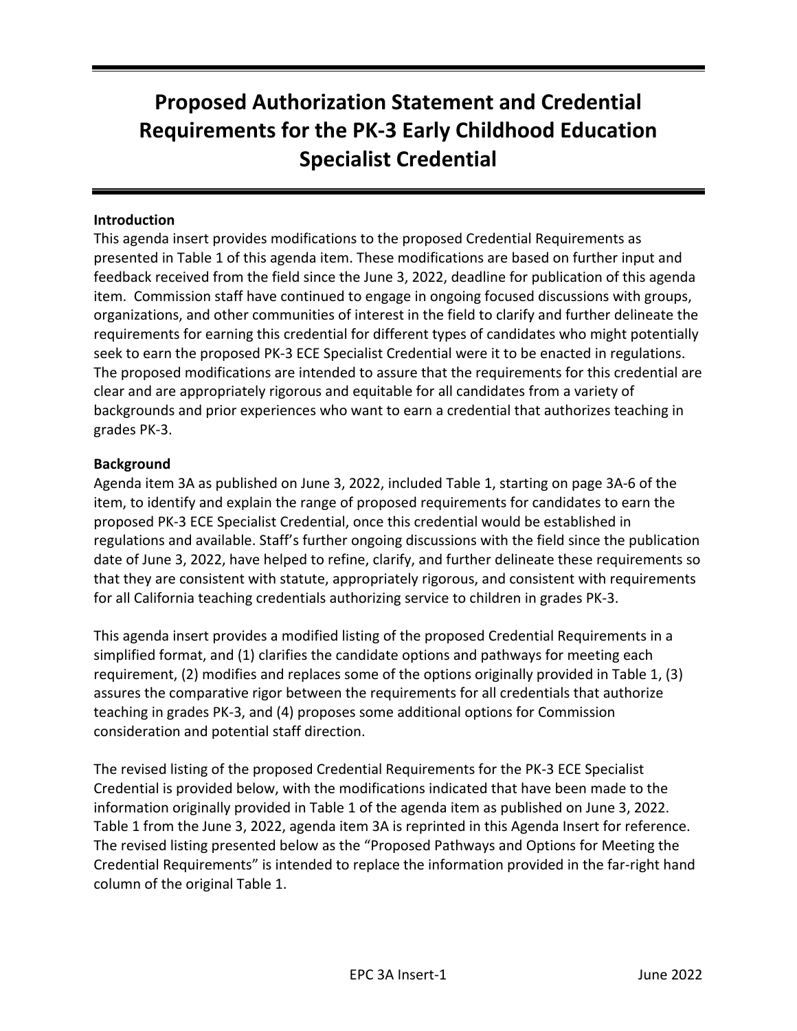# Proposed Authorization Statement and Credential Requirements for the PK-3 Early Childhood Education Specialist Credential

**Introduction**

This agenda insert provides modifications to the proposed Credential Requirements as presented in Table 1 of this agenda item. These modifications are based on further input and feedback received from the field since the June 3, 2022, deadline for publication of this agenda item. Commission staff have continued to engage in ongoing focused discussions with groups, organizations, and other communities of interest in the field to clarify and further delineate the requirements for earning this credential for different types of candidates who might potentially seek to earn the proposed PK-3 ECE Specialist Credential were it to be enacted in regulations. The proposed modifications are intended to assure that the requirements for this credential are clear and are appropriately rigorous and equitable for all candidates from a variety of backgrounds and prior experiences who want to earn a credential that authorizes teaching in grades PK-3.

**Background**

Agenda item 3A as published on June 3, 2022, included Table 1, starting on page 3A-6 of the item, to identify and explain the range of proposed requirements for candidates to earn the proposed PK-3 ECE Specialist Credential, once this credential would be established in regulations and available. Staff's further ongoing discussions with the field since the publication date of June 3, 2022, have helped to refine, clarify, and further delineate these requirements so that they are consistent with statute, appropriately rigorous, and consistent with requirements for all California teaching credentials authorizing service to children in grades PK-3.

This agenda insert provides a modified listing of the proposed Credential Requirements in a simplified format, and (1) clarifies the candidate options and pathways for meeting each requirement, (2) modifies and replaces some of the options originally provided in Table 1, (3) assures the comparative rigor between the requirements for all credentials that authorize teaching in grades PK-3, and (4) proposes some additional options for Commission consideration and potential staff direction.

The revised listing of the proposed Credential Requirements for the PK-3 ECE Specialist Credential is provided below, with the modifications indicated that have been made to the information originally provided in Table 1 of the agenda item as published on June 3, 2022. Table 1 from the June 3, 2022, agenda item 3A is reprinted in this Agenda Insert for reference. The revised listing presented below as the "Proposed Pathways and Options for Meeting the Credential Requirements" is intended to replace the information provided in the far-right hand column of the original Table 1.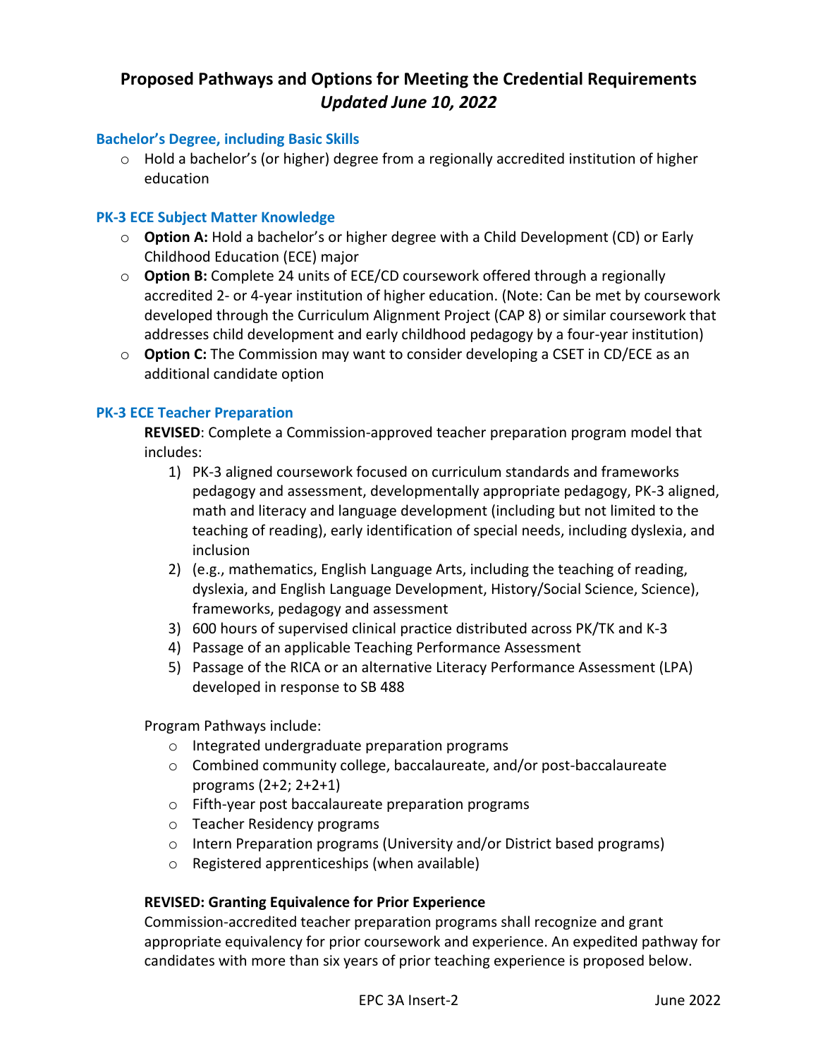# Proposed Pathways and Options for Meeting the Credential Requirements
## *Updated June 10, 2022*

### Bachelor's Degree, including Basic Skills

- Hold a bachelor's (or higher) degree from a regionally accredited institution of higher education

### PK-3 ECE Subject Matter Knowledge

- **Option A:** Hold a bachelor's or higher degree with a Child Development (CD) or Early Childhood Education (ECE) major
- **Option B:** Complete 24 units of ECE/CD coursework offered through a regionally accredited 2- or 4-year institution of higher education. (Note: Can be met by coursework developed through the Curriculum Alignment Project (CAP 8) or similar coursework that addresses child development and early childhood pedagogy by a four-year institution)
- **Option C:** The Commission may want to consider developing a CSET in CD/ECE as an additional candidate option

### PK-3 ECE Teacher Preparation

**REVISED**: Complete a Commission-approved teacher preparation program model that includes:

1) PK-3 aligned coursework focused on curriculum standards and frameworks pedagogy and assessment, developmentally appropriate pedagogy, PK-3 aligned, math and literacy and language development (including but not limited to the teaching of reading), early identification of special needs, including dyslexia, and inclusion
2) (e.g., mathematics, English Language Arts, including the teaching of reading, dyslexia, and English Language Development, History/Social Science, Science), frameworks, pedagogy and assessment
3) 600 hours of supervised clinical practice distributed across PK/TK and K-3
4) Passage of an applicable Teaching Performance Assessment
5) Passage of the RICA or an alternative Literacy Performance Assessment (LPA) developed in response to SB 488

Program Pathways include:

- Integrated undergraduate preparation programs
- Combined community college, baccalaureate, and/or post-baccalaureate programs (2+2; 2+2+1)
- Fifth-year post baccalaureate preparation programs
- Teacher Residency programs
- Intern Preparation programs (University and/or District based programs)
- Registered apprenticeships (when available)

**REVISED: Granting Equivalence for Prior Experience**

Commission-accredited teacher preparation programs shall recognize and grant appropriate equivalency for prior coursework and experience. An expedited pathway for candidates with more than six years of prior teaching experience is proposed below.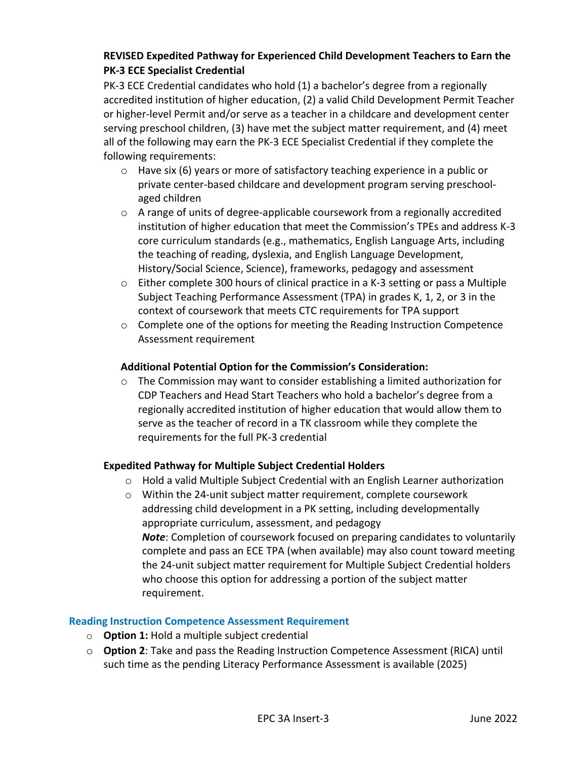**REVISED Expedited Pathway for Experienced Child Development Teachers to Earn the PK-3 ECE Specialist Credential**

PK-3 ECE Credential candidates who hold (1) a bachelor's degree from a regionally accredited institution of higher education, (2) a valid Child Development Permit Teacher or higher-level Permit and/or serve as a teacher in a childcare and development center serving preschool children, (3) have met the subject matter requirement, and (4) meet all of the following may earn the PK-3 ECE Specialist Credential if they complete the following requirements:

- Have six (6) years or more of satisfactory teaching experience in a public or private center-based childcare and development program serving preschool-aged children
- A range of units of degree-applicable coursework from a regionally accredited institution of higher education that meet the Commission's TPEs and address K-3 core curriculum standards (e.g., mathematics, English Language Arts, including the teaching of reading, dyslexia, and English Language Development, History/Social Science, Science), frameworks, pedagogy and assessment
- Either complete 300 hours of clinical practice in a K-3 setting or pass a Multiple Subject Teaching Performance Assessment (TPA) in grades K, 1, 2, or 3 in the context of coursework that meets CTC requirements for TPA support
- Complete one of the options for meeting the Reading Instruction Competence Assessment requirement

**Additional Potential Option for the Commission's Consideration:**

- The Commission may want to consider establishing a limited authorization for CDP Teachers and Head Start Teachers who hold a bachelor's degree from a regionally accredited institution of higher education that would allow them to serve as the teacher of record in a TK classroom while they complete the requirements for the full PK-3 credential

**Expedited Pathway for Multiple Subject Credential Holders**

- Hold a valid Multiple Subject Credential with an English Learner authorization
- Within the 24-unit subject matter requirement, complete coursework addressing child development in a PK setting, including developmentally appropriate curriculum, assessment, and pedagogy
  ***Note***: Completion of coursework focused on preparing candidates to voluntarily complete and pass an ECE TPA (when available) may also count toward meeting the 24-unit subject matter requirement for Multiple Subject Credential holders who choose this option for addressing a portion of the subject matter requirement.

### Reading Instruction Competence Assessment Requirement

- **Option 1:** Hold a multiple subject credential
- **Option 2**: Take and pass the Reading Instruction Competence Assessment (RICA) until such time as the pending Literacy Performance Assessment is available (2025)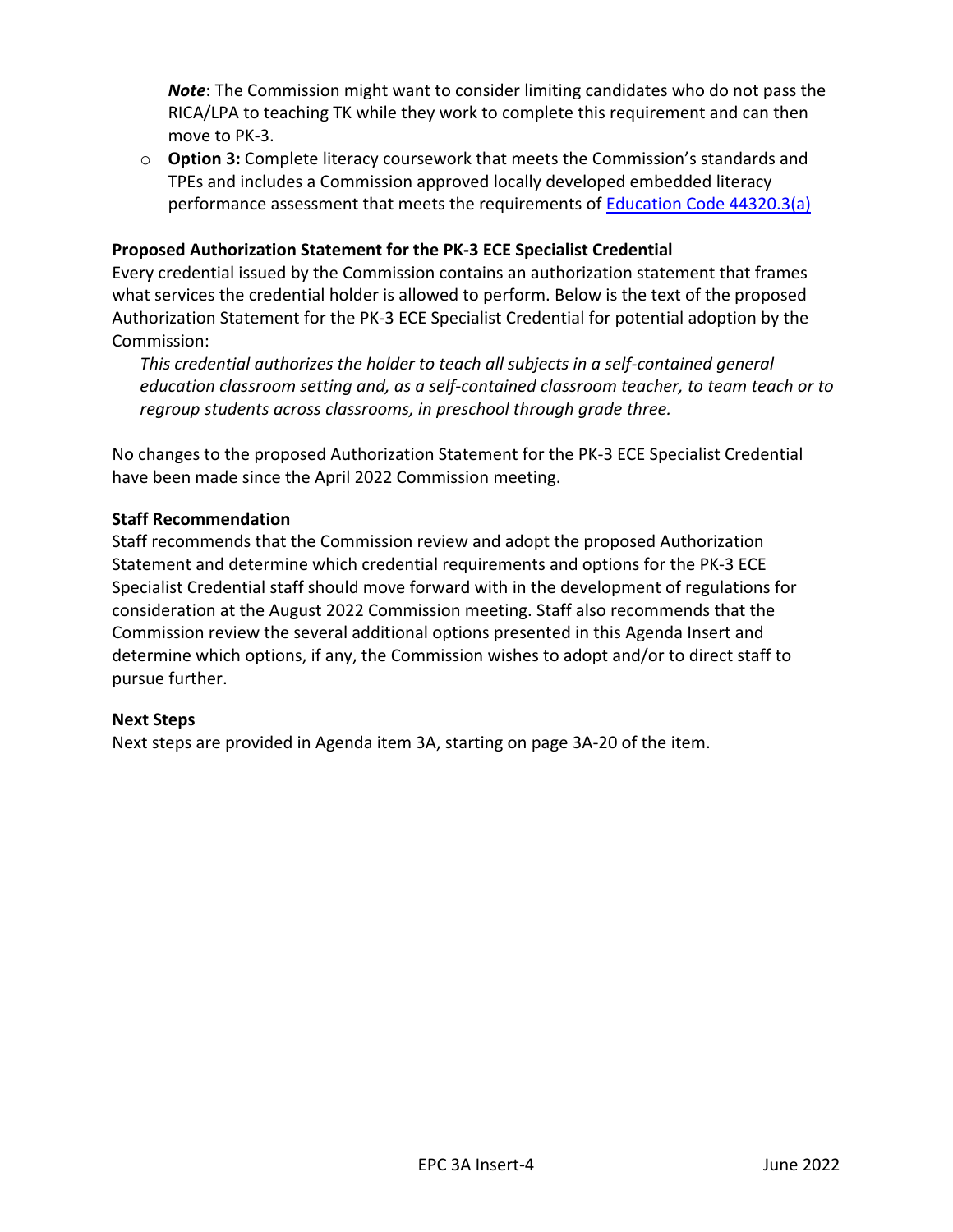*Note*: The Commission might want to consider limiting candidates who do not pass the RICA/LPA to teaching TK while they work to complete this requirement and can then move to PK-3.

- **Option 3:** Complete literacy coursework that meets the Commission's standards and TPEs and includes a Commission approved locally developed embedded literacy performance assessment that meets the requirements of [Education Code 44320.3(a)]

**Proposed Authorization Statement for the PK-3 ECE Specialist Credential**

Every credential issued by the Commission contains an authorization statement that frames what services the credential holder is allowed to perform. Below is the text of the proposed Authorization Statement for the PK-3 ECE Specialist Credential for potential adoption by the Commission:

*This credential authorizes the holder to teach all subjects in a self-contained general education classroom setting and, as a self-contained classroom teacher, to team teach or to regroup students across classrooms, in preschool through grade three.*

No changes to the proposed Authorization Statement for the PK-3 ECE Specialist Credential have been made since the April 2022 Commission meeting.

**Staff Recommendation**

Staff recommends that the Commission review and adopt the proposed Authorization Statement and determine which credential requirements and options for the PK-3 ECE Specialist Credential staff should move forward with in the development of regulations for consideration at the August 2022 Commission meeting. Staff also recommends that the Commission review the several additional options presented in this Agenda Insert and determine which options, if any, the Commission wishes to adopt and/or to direct staff to pursue further.

**Next Steps**

Next steps are provided in Agenda item 3A, starting on page 3A-20 of the item.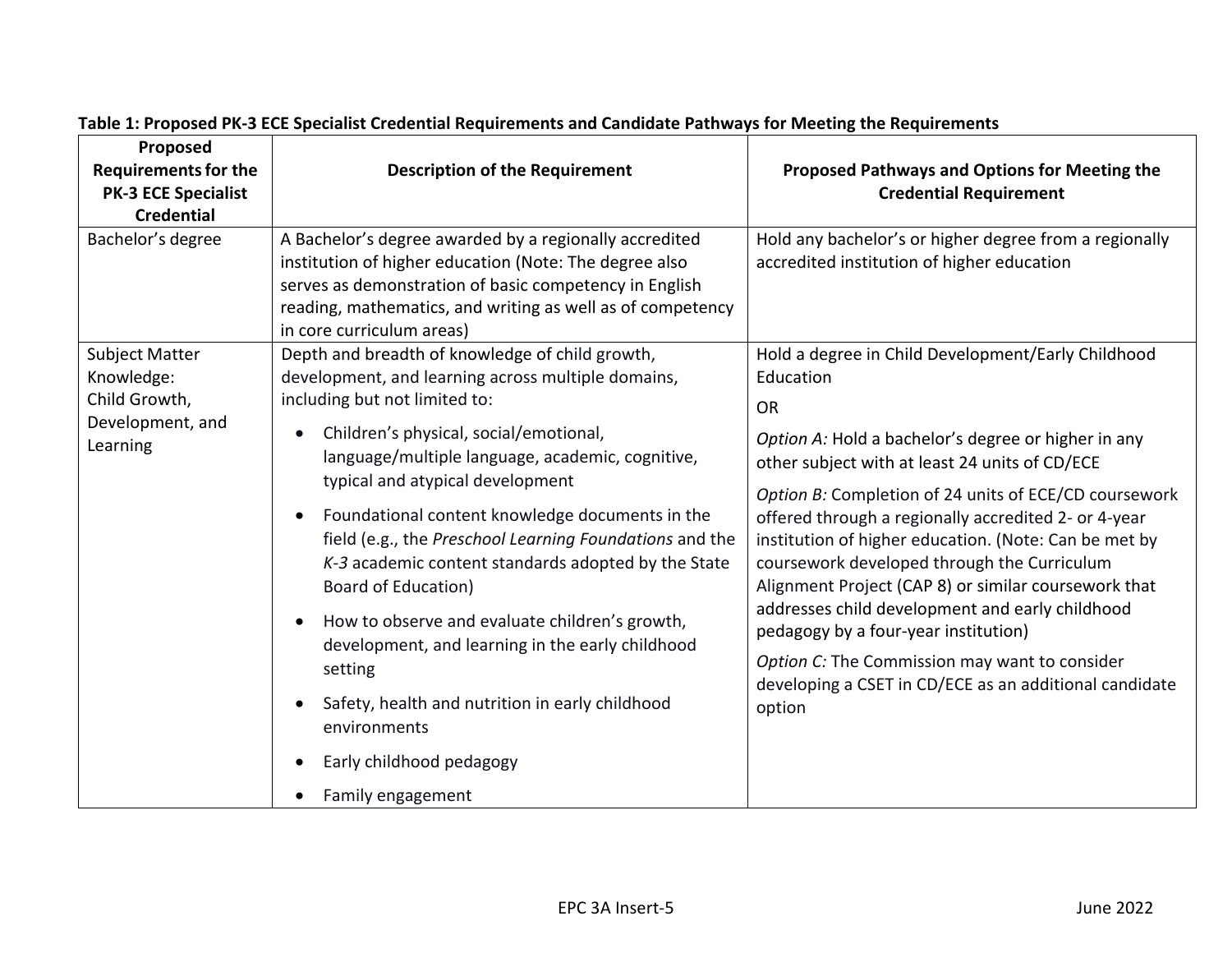**Table 1: Proposed PK-3 ECE Specialist Credential Requirements and Candidate Pathways for Meeting the Requirements**

| Proposed Requirements for the PK-3 ECE Specialist Credential | Description of the Requirement | Proposed Pathways and Options for Meeting the Credential Requirement |
|---|---|---|
| Bachelor's degree | A Bachelor's degree awarded by a regionally accredited institution of higher education (Note: The degree also serves as demonstration of basic competency in English reading, mathematics, and writing as well as of competency in core curriculum areas) | Hold any bachelor's or higher degree from a regionally accredited institution of higher education |
| Subject Matter Knowledge: Child Growth, Development, and Learning | Depth and breadth of knowledge of child growth, development, and learning across multiple domains, including but not limited to: <br>• Children's physical, social/emotional, language/multiple language, academic, cognitive, typical and atypical development <br>• Foundational content knowledge documents in the field (e.g., the *Preschool Learning Foundations* and the *K-3* academic content standards adopted by the State Board of Education) <br>• How to observe and evaluate children's growth, development, and learning in the early childhood setting <br>• Safety, health and nutrition in early childhood environments <br>• Early childhood pedagogy <br>• Family engagement | Hold a degree in Child Development/Early Childhood Education <br>OR <br>*Option A:* Hold a bachelor's degree or higher in any other subject with at least 24 units of CD/ECE <br>*Option B:* Completion of 24 units of ECE/CD coursework offered through a regionally accredited 2- or 4-year institution of higher education. (Note: Can be met by coursework developed through the Curriculum Alignment Project (CAP 8) or similar coursework that addresses child development and early childhood pedagogy by a four-year institution) <br>*Option C:* The Commission may want to consider developing a CSET in CD/ECE as an additional candidate option |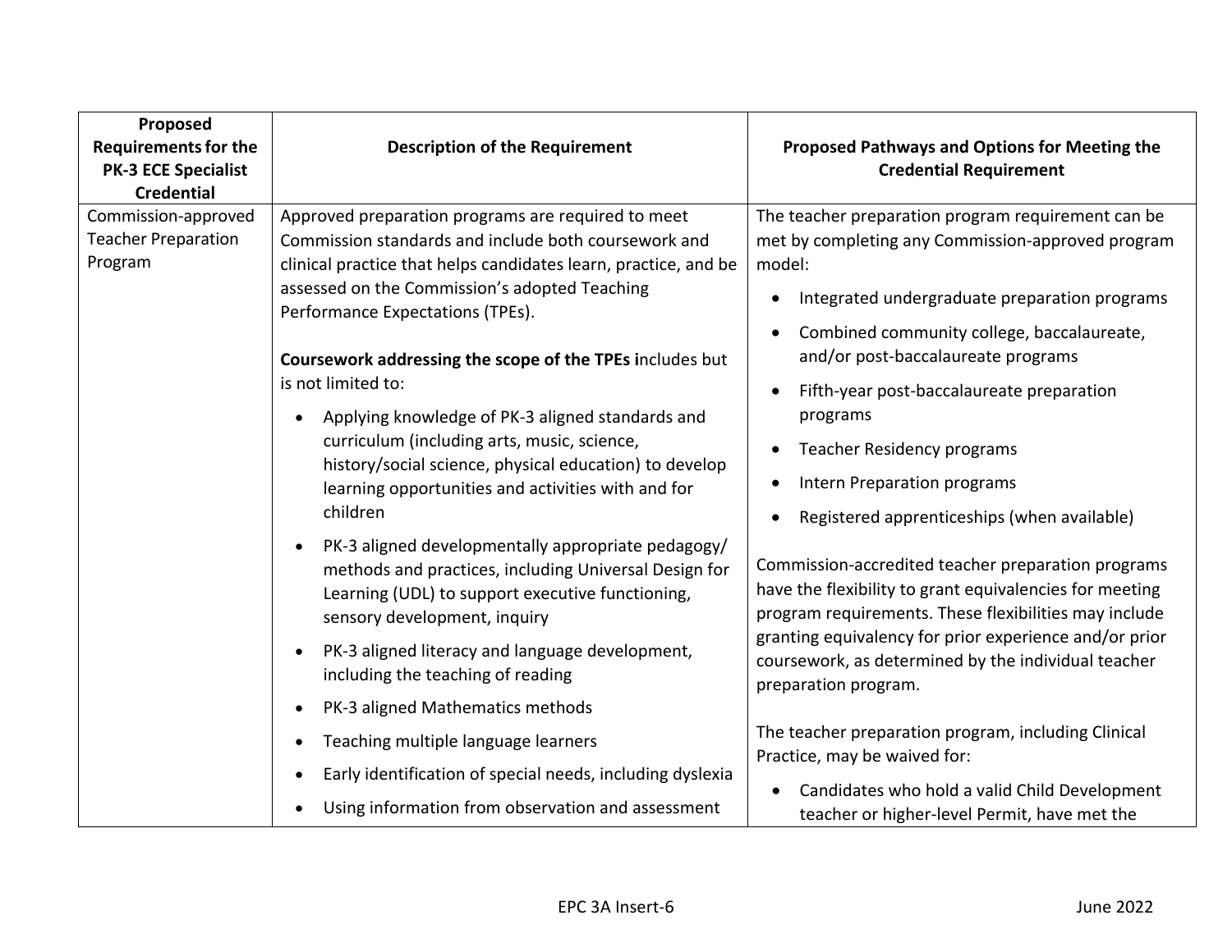| Proposed Requirements for the PK-3 ECE Specialist Credential | Description of the Requirement | Proposed Pathways and Options for Meeting the Credential Requirement |
|---|---|---|
| Commission-approved Teacher Preparation Program | Approved preparation programs are required to meet Commission standards and include both coursework and clinical practice that helps candidates learn, practice, and be assessed on the Commission's adopted Teaching Performance Expectations (TPEs).<br><br>**Coursework addressing the scope of the TPEs i**ncludes but is not limited to:<br>• Applying knowledge of PK-3 aligned standards and curriculum (including arts, music, science, history/social science, physical education) to develop learning opportunities and activities with and for children<br>• PK-3 aligned developmentally appropriate pedagogy/ methods and practices, including Universal Design for Learning (UDL) to support executive functioning, sensory development, inquiry<br>• PK-3 aligned literacy and language development, including the teaching of reading<br>• PK-3 aligned Mathematics methods<br>• Teaching multiple language learners<br>• Early identification of special needs, including dyslexia<br>• Using information from observation and assessment | The teacher preparation program requirement can be met by completing any Commission-approved program model:<br>• Integrated undergraduate preparation programs<br>• Combined community college, baccalaureate, and/or post-baccalaureate programs<br>• Fifth-year post-baccalaureate preparation programs<br>• Teacher Residency programs<br>• Intern Preparation programs<br>• Registered apprenticeships (when available)<br><br>Commission-accredited teacher preparation programs have the flexibility to grant equivalencies for meeting program requirements. These flexibilities may include granting equivalency for prior experience and/or prior coursework, as determined by the individual teacher preparation program.<br><br>The teacher preparation program, including Clinical Practice, may be waived for:<br>• Candidates who hold a valid Child Development teacher or higher-level Permit, have met the |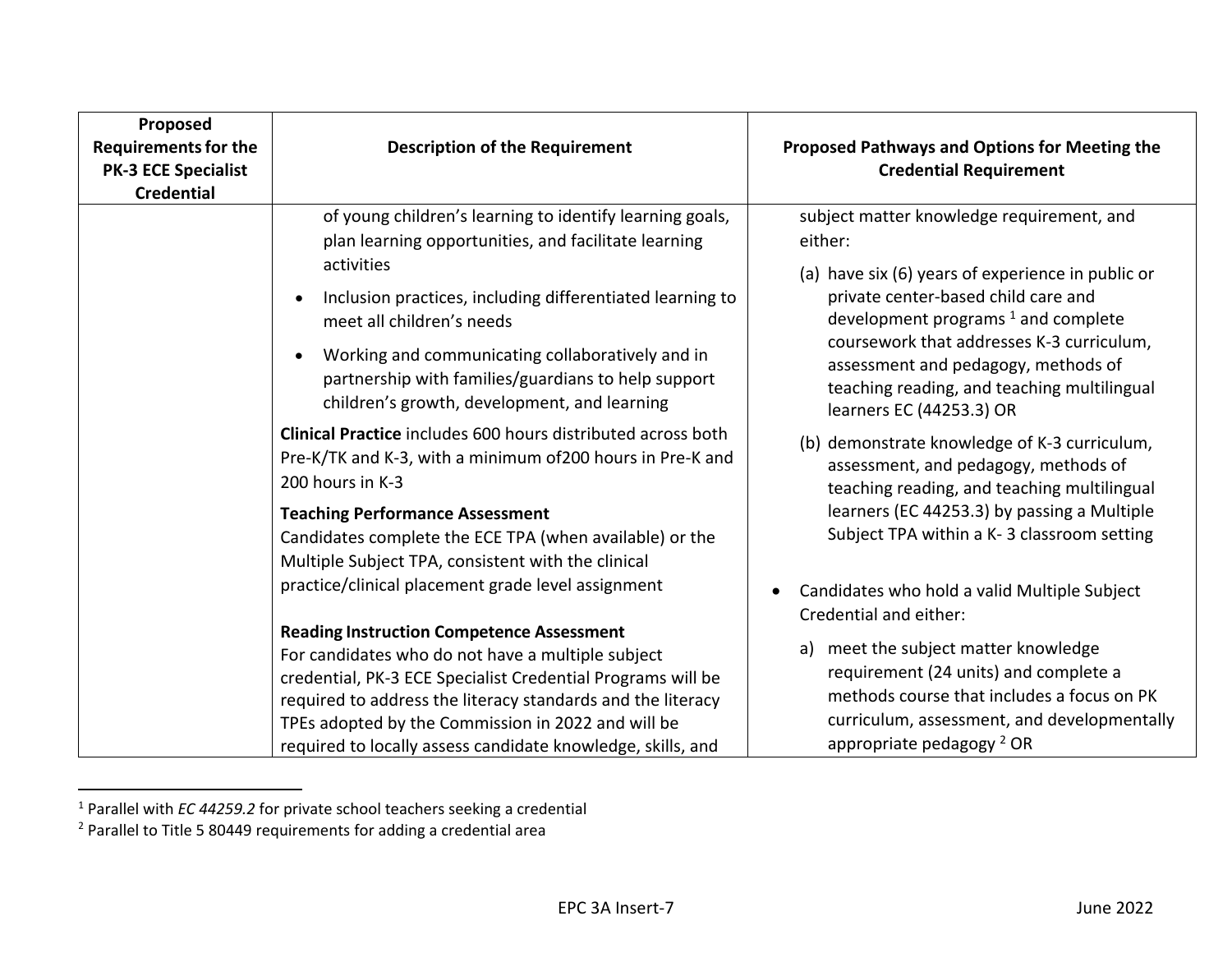| Proposed Requirements for the PK-3 ECE Specialist Credential | Description of the Requirement | Proposed Pathways and Options for Meeting the Credential Requirement |
|---|---|---|
| | of young children's learning to identify learning goals, plan learning opportunities, and facilitate learning activities<br>• Inclusion practices, including differentiated learning to meet all children's needs<br>• Working and communicating collaboratively and in partnership with families/guardians to help support children's growth, development, and learning<br>**Clinical Practice** includes 600 hours distributed across both Pre-K/TK and K-3, with a minimum of200 hours in Pre-K and 200 hours in K-3<br>**Teaching Performance Assessment**<br>Candidates complete the ECE TPA (when available) or the Multiple Subject TPA, consistent with the clinical practice/clinical placement grade level assignment<br>**Reading Instruction Competence Assessment**<br>For candidates who do not have a multiple subject credential, PK-3 ECE Specialist Credential Programs will be required to address the literacy standards and the literacy TPEs adopted by the Commission in 2022 and will be required to locally assess candidate knowledge, skills, and | subject matter knowledge requirement, and either:<br>(a) have six (6) years of experience in public or private center-based child care and development programs [1] and complete coursework that addresses K-3 curriculum, assessment and pedagogy, methods of teaching reading, and teaching multilingual learners EC (44253.3) OR<br>(b) demonstrate knowledge of K-3 curriculum, assessment, and pedagogy, methods of teaching reading, and teaching multilingual learners (EC 44253.3) by passing a Multiple Subject TPA within a K- 3 classroom setting<br>• Candidates who hold a valid Multiple Subject Credential and either:<br>a) meet the subject matter knowledge requirement (24 units) and complete a methods course that includes a focus on PK curriculum, assessment, and developmentally appropriate pedagogy [2] OR |

[1] Parallel with *EC 44259.2* for private school teachers seeking a credential

[2] Parallel to Title 5 80449 requirements for adding a credential area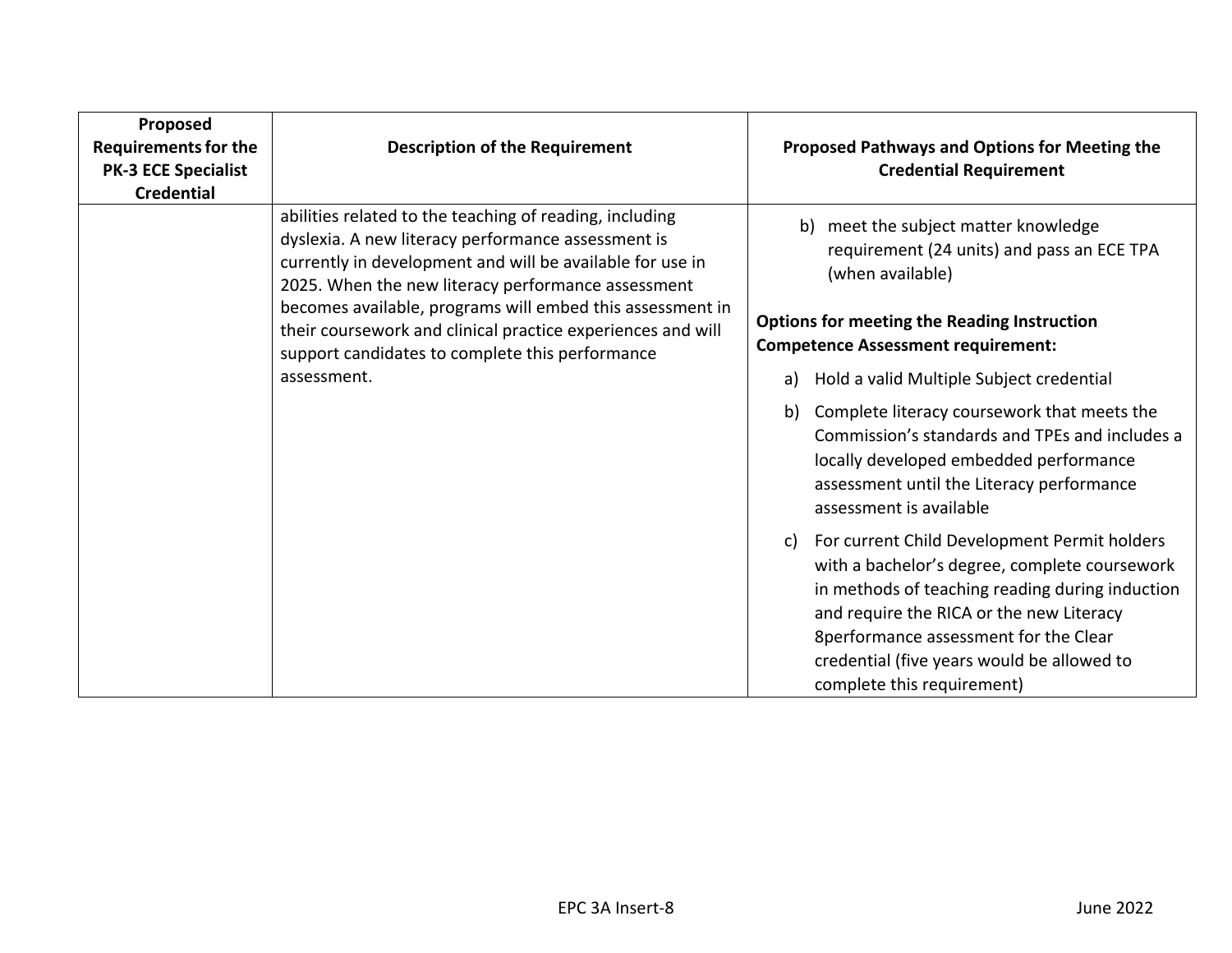| Proposed Requirements for the PK-3 ECE Specialist Credential | Description of the Requirement | Proposed Pathways and Options for Meeting the Credential Requirement |
| --- | --- | --- |
| | abilities related to the teaching of reading, including dyslexia. A new literacy performance assessment is currently in development and will be available for use in 2025. When the new literacy performance assessment becomes available, programs will embed this assessment in their coursework and clinical practice experiences and will support candidates to complete this performance assessment. | b) meet the subject matter knowledge requirement (24 units) and pass an ECE TPA (when available)<br><br>**Options for meeting the Reading Instruction Competence Assessment requirement:**<br><br>a) Hold a valid Multiple Subject credential<br><br>b) Complete literacy coursework that meets the Commission's standards and TPEs and includes a locally developed embedded performance assessment until the Literacy performance assessment is available<br><br>c) For current Child Development Permit holders with a bachelor's degree, complete coursework in methods of teaching reading during induction and require the RICA or the new Literacy 8performance assessment for the Clear credential (five years would be allowed to complete this requirement) |